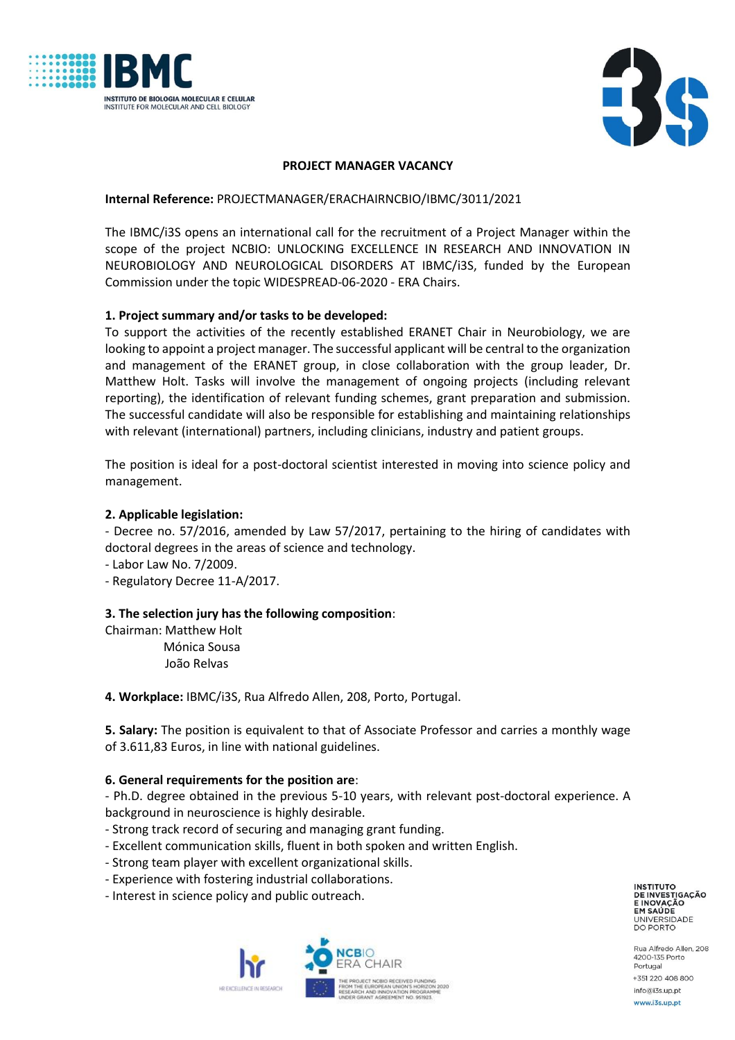## PROJECT MANAGER VACANCY

**Internal Reference:** PROJECTMANAGER/ERACHAIRNCBIO/IBMC/3011/2021

The IBMC/i3S opens an international call for the recruitment of a Project Manager within the scope of the project NCBIO: UNLOCKING EXCELLENCE IN RESEARCH AND INNOVATION IN NEUROBIOLOGY AND NEUROLOGICAL DISORDERS AT IBMC/i3S, funded by the European Commission under the topic WIDESPREAD-06-2020 - ERA Chairs.

**1. Project summary and/or tasks to be developed:**

To support the activities of the recently established ERANET Chair in Neurobiology, we are looking to appoint a project manager. The successful applicant will be central to the organization and management of the ERANET group, in close collaboration with the group leader, Dr. Matthew Holt. Tasks will involve the management of ongoing projects (including relevant reporting), the identification of relevant funding schemes, grant preparation and submission. The successful candidate will also be responsible for establishing and maintaining relationships with relevant (international) partners, including clinicians, industry and patient groups.

The position is ideal for a post-doctoral scientist interested in moving into science policy and management.

**2. Applicable legislation:**

- Decree no. 57/2016, amended by Law 57/2017, pertaining to the hiring of candidates with doctoral degrees in the areas of science and technology.
- Labor Law No. 7/2009.
- Regulatory Decree 11-A/2017.

**3. The selection jury has the following composition**:

Chairman: Matthew Holt
Mónica Sousa
João Relvas

**4. Workplace:** IBMC/i3S, Rua Alfredo Allen, 208, Porto, Portugal.

**5. Salary:** The position is equivalent to that of Associate Professor and carries a monthly wage of 3.611,83 Euros, in line with national guidelines.

**6. General requirements for the position are**:

- Ph.D. degree obtained in the previous 5-10 years, with relevant post-doctoral experience. A background in neuroscience is highly desirable.
- Strong track record of securing and managing grant funding.
- Excellent communication skills, fluent in both spoken and written English.
- Strong team player with excellent organizational skills.
- Experience with fostering industrial collaborations.
- Interest in science policy and public outreach.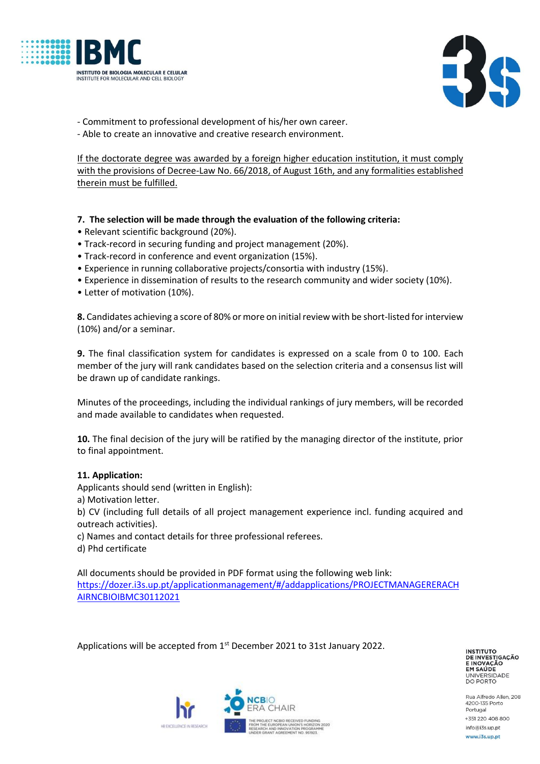- Commitment to professional development of his/her own career.
- Able to create an innovative and creative research environment.

If the doctorate degree was awarded by a foreign higher education institution, it must comply with the provisions of Decree-Law No. 66/2018, of August 16th, and any formalities established therein must be fulfilled.

**7. The selection will be made through the evaluation of the following criteria:**

- Relevant scientific background (20%).
- Track-record in securing funding and project management (20%).
- Track-record in conference and event organization (15%).
- Experience in running collaborative projects/consortia with industry (15%).
- Experience in dissemination of results to the research community and wider society (10%).
- Letter of motivation (10%).

**8.** Candidates achieving a score of 80% or more on initial review with be short-listed for interview (10%) and/or a seminar.

**9.** The final classification system for candidates is expressed on a scale from 0 to 100. Each member of the jury will rank candidates based on the selection criteria and a consensus list will be drawn up of candidate rankings.

Minutes of the proceedings, including the individual rankings of jury members, will be recorded and made available to candidates when requested.

**10.** The final decision of the jury will be ratified by the managing director of the institute, prior to final appointment.

**11. Application:**

Applicants should send (written in English):

a) Motivation letter.

b) CV (including full details of all project management experience incl. funding acquired and outreach activities).

c) Names and contact details for three professional referees.

d) Phd certificate

All documents should be provided in PDF format using the following web link:
https://dozer.i3s.up.pt/applicationmanagement/#/addapplications/PROJECTMANAGERERACHAIRNCBIOIBMC30112021

Applications will be accepted from 1st December 2021 to 31st January 2022.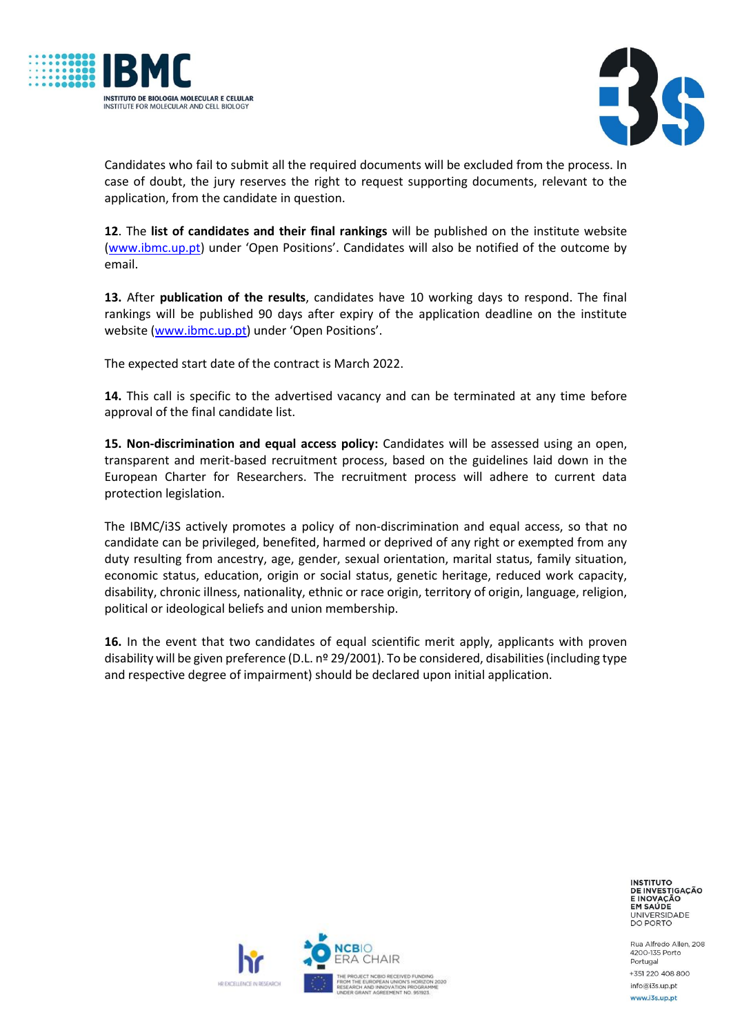Candidates who fail to submit all the required documents will be excluded from the process. In case of doubt, the jury reserves the right to request supporting documents, relevant to the application, from the candidate in question.

**12**. The **list of candidates and their final rankings** will be published on the institute website (www.ibmc.up.pt) under 'Open Positions'. Candidates will also be notified of the outcome by email.

**13.** After **publication of the results**, candidates have 10 working days to respond. The final rankings will be published 90 days after expiry of the application deadline on the institute website (www.ibmc.up.pt) under 'Open Positions'.

The expected start date of the contract is March 2022.

**14.** This call is specific to the advertised vacancy and can be terminated at any time before approval of the final candidate list.

**15. Non-discrimination and equal access policy:** Candidates will be assessed using an open, transparent and merit-based recruitment process, based on the guidelines laid down in the European Charter for Researchers. The recruitment process will adhere to current data protection legislation.

The IBMC/i3S actively promotes a policy of non-discrimination and equal access, so that no candidate can be privileged, benefited, harmed or deprived of any right or exempted from any duty resulting from ancestry, age, gender, sexual orientation, marital status, family situation, economic status, education, origin or social status, genetic heritage, reduced work capacity, disability, chronic illness, nationality, ethnic or race origin, territory of origin, language, religion, political or ideological beliefs and union membership.

**16.** In the event that two candidates of equal scientific merit apply, applicants with proven disability will be given preference (D.L. nº 29/2001). To be considered, disabilities (including type and respective degree of impairment) should be declared upon initial application.